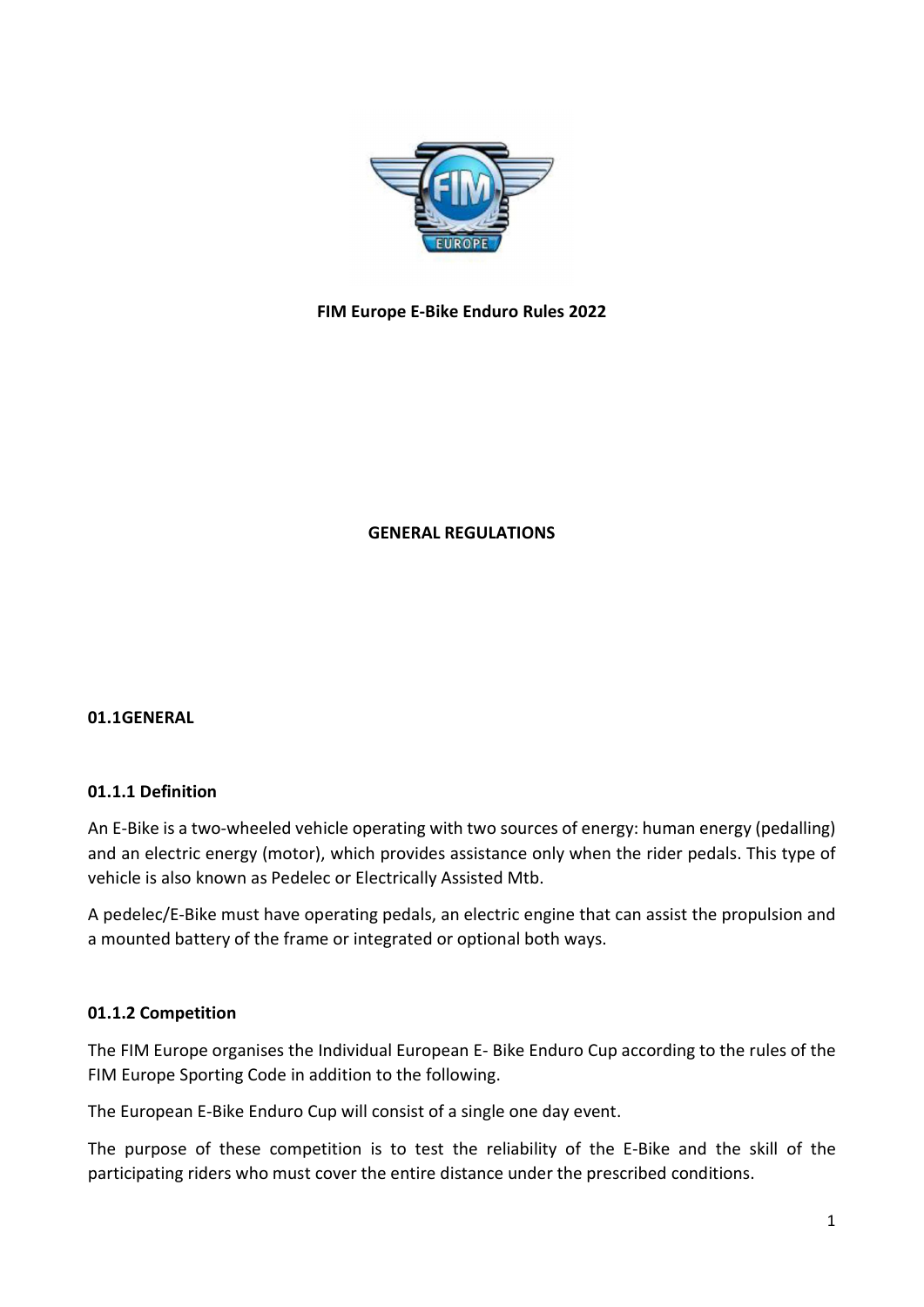**FIM Europe E-Bike Enduro Rules 2022**

**GENERAL REGULATIONS**

### 01.1GENERAL

#### 01.1.1 Definition

An E-Bike is a two-wheeled vehicle operating with two sources of energy: human energy (pedalling) and an electric energy (motor), which provides assistance only when the rider pedals. This type of vehicle is also known as Pedelec or Electrically Assisted Mtb.

A pedelec/E-Bike must have operating pedals, an electric engine that can assist the propulsion and a mounted battery of the frame or integrated or optional both ways.

#### 01.1.2 Competition

The FIM Europe organises the Individual European E- Bike Enduro Cup according to the rules of the FIM Europe Sporting Code in addition to the following.

The European E-Bike Enduro Cup will consist of a single one day event.

The purpose of these competition is to test the reliability of the E-Bike and the skill of the participating riders who must cover the entire distance under the prescribed conditions.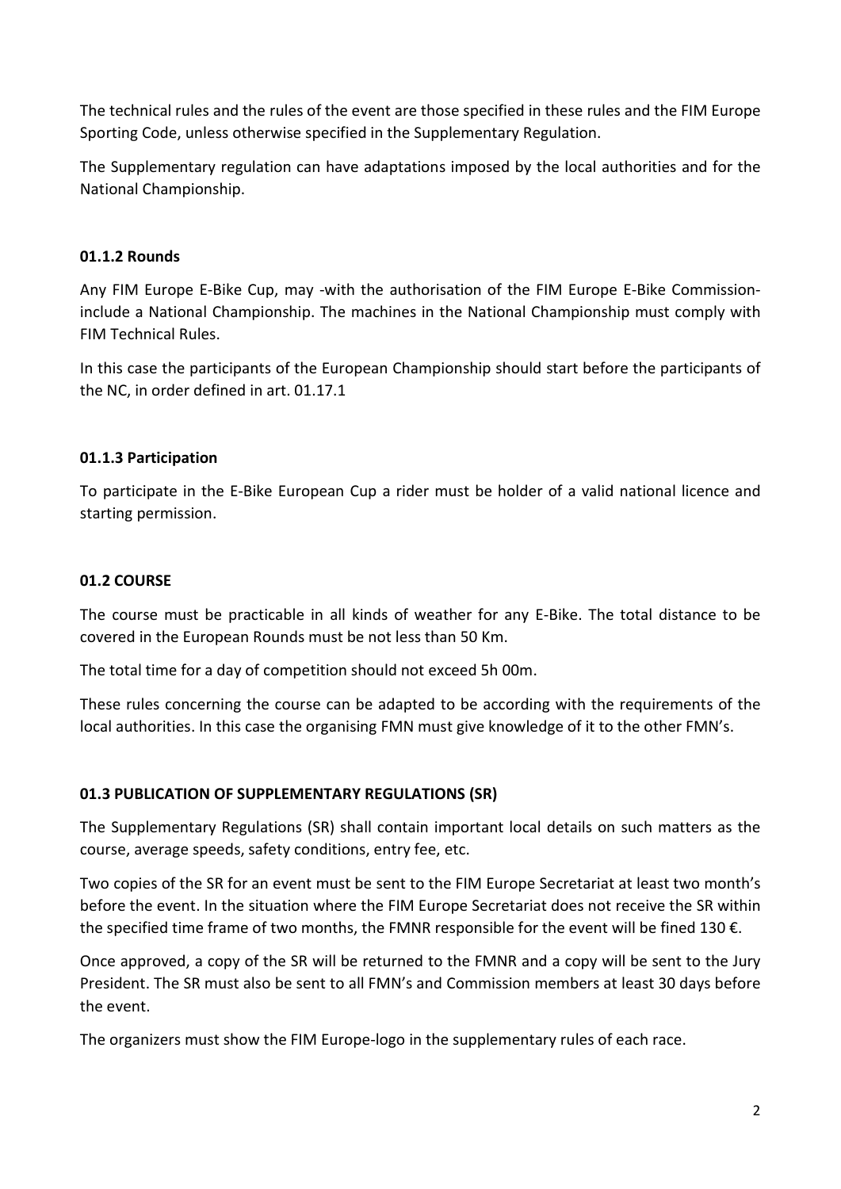The technical rules and the rules of the event are those specified in these rules and the FIM Europe Sporting Code, unless otherwise specified in the Supplementary Regulation.

The Supplementary regulation can have adaptations imposed by the local authorities and for the National Championship.

### 01.1.2 Rounds

Any FIM Europe E-Bike Cup, may -with the authorisation of the FIM Europe E-Bike Commission- include a National Championship. The machines in the National Championship must comply with FIM Technical Rules.

In this case the participants of the European Championship should start before the participants of the NC, in order defined in art. 01.17.1

### 01.1.3 Participation

To participate in the E-Bike European Cup a rider must be holder of a valid national licence and starting permission.

## 01.2 COURSE

The course must be practicable in all kinds of weather for any E-Bike. The total distance to be covered in the European Rounds must be not less than 50 Km.

The total time for a day of competition should not exceed 5h 00m.

These rules concerning the course can be adapted to be according with the requirements of the local authorities. In this case the organising FMN must give knowledge of it to the other FMN's.

## 01.3 PUBLICATION OF SUPPLEMENTARY REGULATIONS (SR)

The Supplementary Regulations (SR) shall contain important local details on such matters as the course, average speeds, safety conditions, entry fee, etc.

Two copies of the SR for an event must be sent to the FIM Europe Secretariat at least two month's before the event. In the situation where the FIM Europe Secretariat does not receive the SR within the specified time frame of two months, the FMNR responsible for the event will be fined 130 €.

Once approved, a copy of the SR will be returned to the FMNR and a copy will be sent to the Jury President. The SR must also be sent to all FMN's and Commission members at least 30 days before the event.

The organizers must show the FIM Europe-logo in the supplementary rules of each race.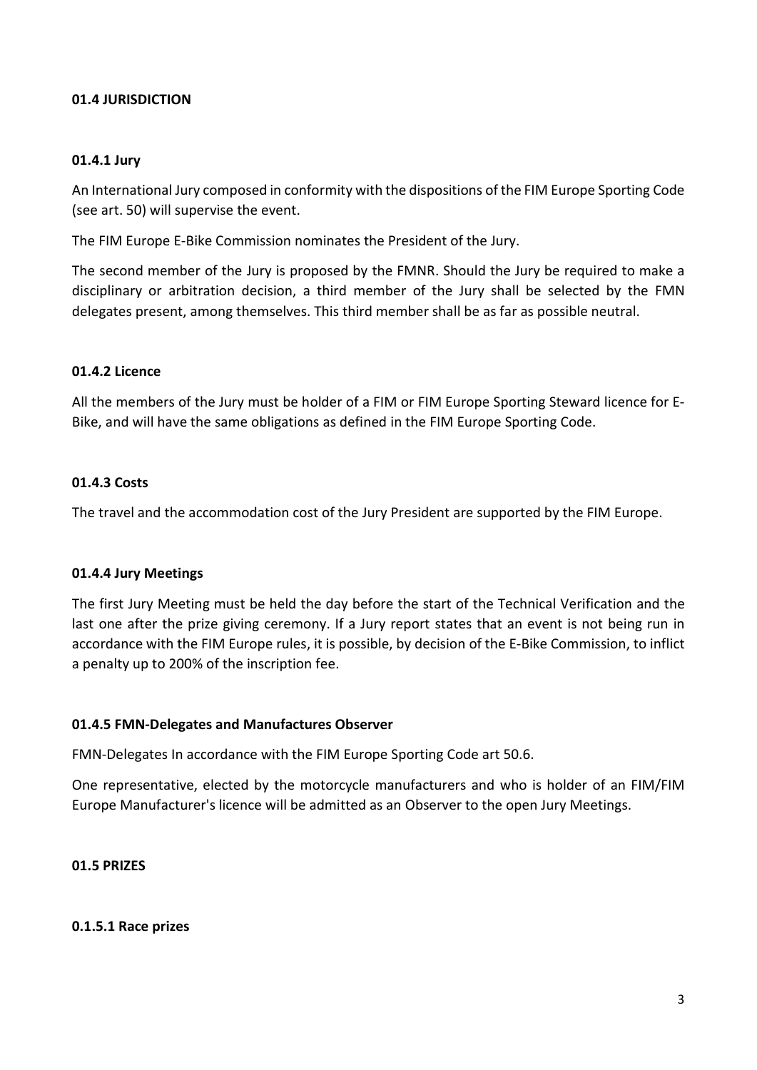## 01.4 JURISDICTION

### 01.4.1 Jury

An International Jury composed in conformity with the dispositions of the FIM Europe Sporting Code (see art. 50) will supervise the event.

The FIM Europe E-Bike Commission nominates the President of the Jury.

The second member of the Jury is proposed by the FMNR. Should the Jury be required to make a disciplinary or arbitration decision, a third member of the Jury shall be selected by the FMN delegates present, among themselves. This third member shall be as far as possible neutral.

### 01.4.2 Licence

All the members of the Jury must be holder of a FIM or FIM Europe Sporting Steward licence for E-Bike, and will have the same obligations as defined in the FIM Europe Sporting Code.

### 01.4.3 Costs

The travel and the accommodation cost of the Jury President are supported by the FIM Europe.

### 01.4.4 Jury Meetings

The first Jury Meeting must be held the day before the start of the Technical Verification and the last one after the prize giving ceremony. If a Jury report states that an event is not being run in accordance with the FIM Europe rules, it is possible, by decision of the E-Bike Commission, to inflict a penalty up to 200% of the inscription fee.

### 01.4.5 FMN-Delegates and Manufactures Observer

FMN-Delegates In accordance with the FIM Europe Sporting Code art 50.6.

One representative, elected by the motorcycle manufacturers and who is holder of an FIM/FIM Europe Manufacturer's licence will be admitted as an Observer to the open Jury Meetings.

## 01.5 PRIZES

### 0.1.5.1 Race prizes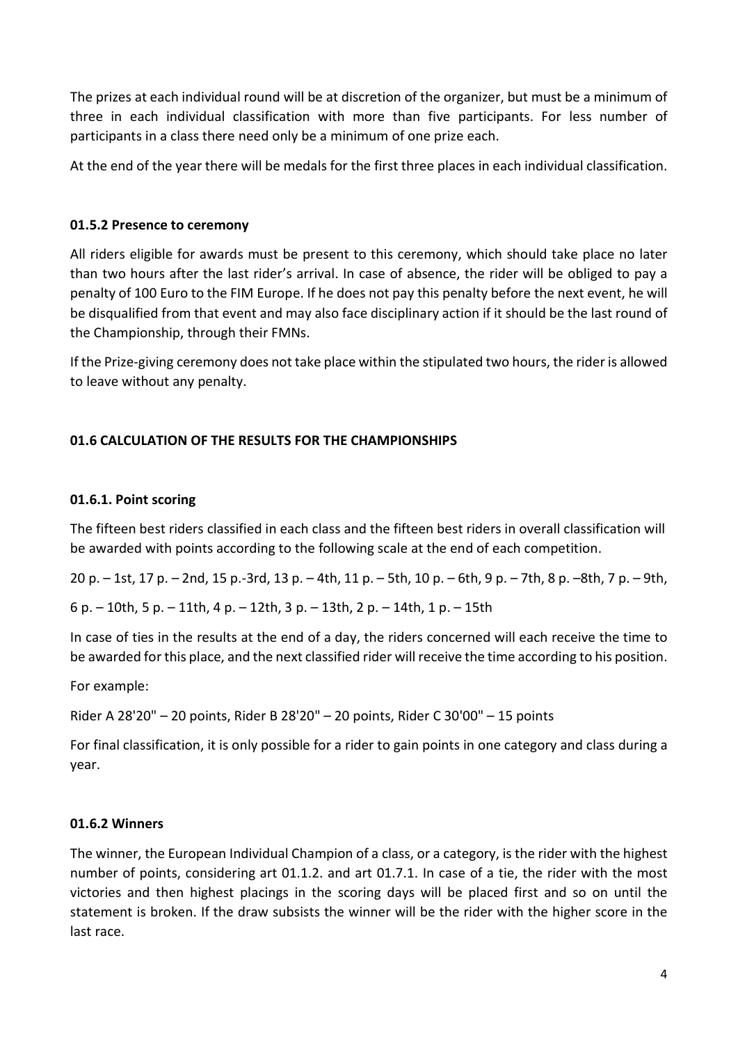The prizes at each individual round will be at discretion of the organizer, but must be a minimum of three in each individual classification with more than five participants. For less number of participants in a class there need only be a minimum of one prize each.

At the end of the year there will be medals for the first three places in each individual classification.

### 01.5.2 Presence to ceremony

All riders eligible for awards must be present to this ceremony, which should take place no later than two hours after the last rider's arrival. In case of absence, the rider will be obliged to pay a penalty of 100 Euro to the FIM Europe. If he does not pay this penalty before the next event, he will be disqualified from that event and may also face disciplinary action if it should be the last round of the Championship, through their FMNs.

If the Prize-giving ceremony does not take place within the stipulated two hours, the rider is allowed to leave without any penalty.

## 01.6 CALCULATION OF THE RESULTS FOR THE CHAMPIONSHIPS

### 01.6.1. Point scoring

The fifteen best riders classified in each class and the fifteen best riders in overall classification will be awarded with points according to the following scale at the end of each competition.

20 p. – 1st, 17 p. – 2nd, 15 p.-3rd, 13 p. – 4th, 11 p. – 5th, 10 p. – 6th, 9 p. – 7th, 8 p. –8th, 7 p. – 9th,

6 p. – 10th, 5 p. – 11th, 4 p. – 12th, 3 p. – 13th, 2 p. – 14th, 1 p. – 15th

In case of ties in the results at the end of a day, the riders concerned will each receive the time to be awarded for this place, and the next classified rider will receive the time according to his position.

For example:

Rider A 28'20" – 20 points, Rider B 28'20" – 20 points, Rider C 30'00" – 15 points

For final classification, it is only possible for a rider to gain points in one category and class during a year.

### 01.6.2 Winners

The winner, the European Individual Champion of a class, or a category, is the rider with the highest number of points, considering art 01.1.2. and art 01.7.1. In case of a tie, the rider with the most victories and then highest placings in the scoring days will be placed first and so on until the statement is broken. If the draw subsists the winner will be the rider with the higher score in the last race.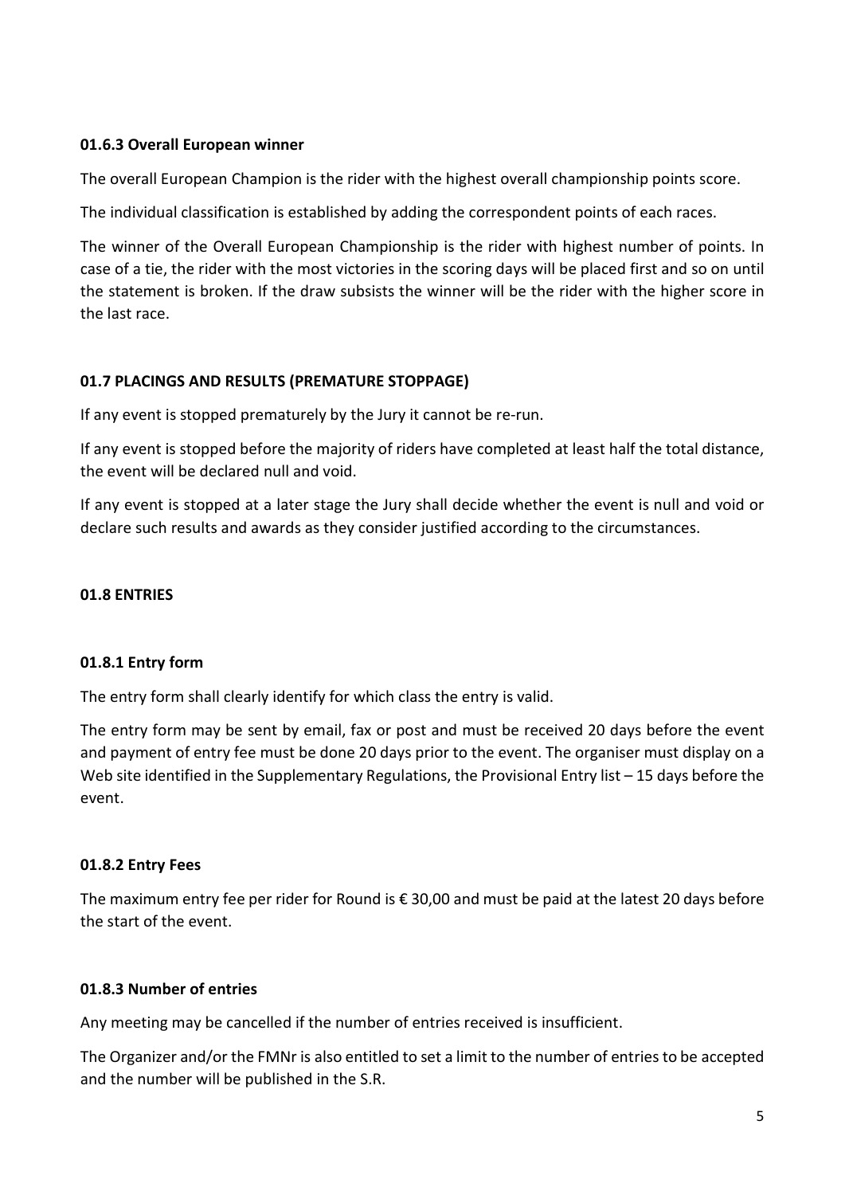#### 01.6.3 Overall European winner

The overall European Champion is the rider with the highest overall championship points score.

The individual classification is established by adding the correspondent points of each races.

The winner of the Overall European Championship is the rider with highest number of points. In case of a tie, the rider with the most victories in the scoring days will be placed first and so on until the statement is broken. If the draw subsists the winner will be the rider with the higher score in the last race.

### 01.7 PLACINGS AND RESULTS (PREMATURE STOPPAGE)

If any event is stopped prematurely by the Jury it cannot be re-run.

If any event is stopped before the majority of riders have completed at least half the total distance, the event will be declared null and void.

If any event is stopped at a later stage the Jury shall decide whether the event is null and void or declare such results and awards as they consider justified according to the circumstances.

### 01.8 ENTRIES

#### 01.8.1 Entry form

The entry form shall clearly identify for which class the entry is valid.

The entry form may be sent by email, fax or post and must be received 20 days before the event and payment of entry fee must be done 20 days prior to the event. The organiser must display on a Web site identified in the Supplementary Regulations, the Provisional Entry list – 15 days before the event.

#### 01.8.2 Entry Fees

The maximum entry fee per rider for Round is € 30,00 and must be paid at the latest 20 days before the start of the event.

#### 01.8.3 Number of entries

Any meeting may be cancelled if the number of entries received is insufficient.

The Organizer and/or the FMNr is also entitled to set a limit to the number of entries to be accepted and the number will be published in the S.R.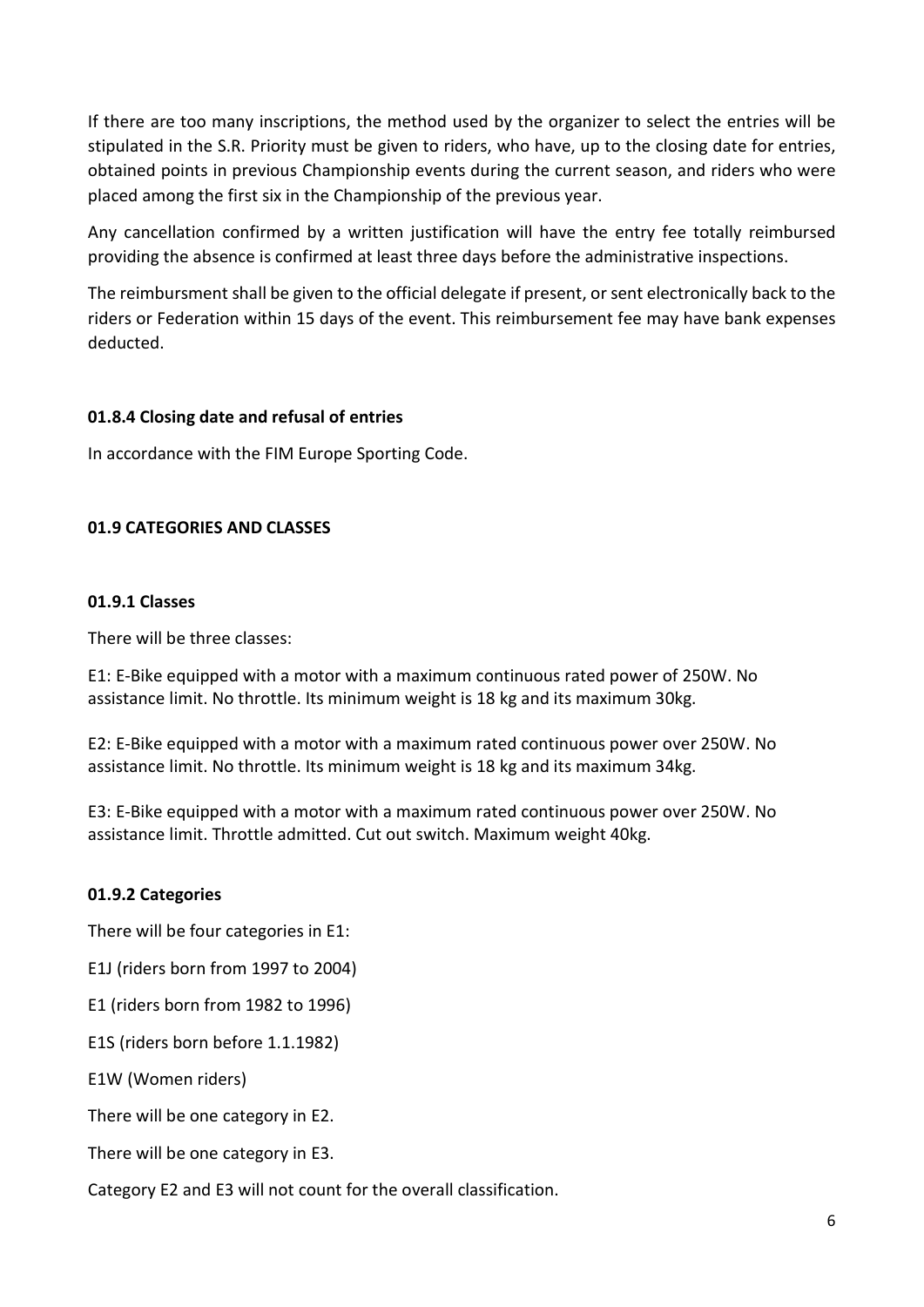If there are too many inscriptions, the method used by the organizer to select the entries will be stipulated in the S.R. Priority must be given to riders, who have, up to the closing date for entries, obtained points in previous Championship events during the current season, and riders who were placed among the first six in the Championship of the previous year.

Any cancellation confirmed by a written justification will have the entry fee totally reimbursed providing the absence is confirmed at least three days before the administrative inspections.

The reimbursment shall be given to the official delegate if present, or sent electronically back to the riders or Federation within 15 days of the event. This reimbursement fee may have bank expenses deducted.

### 01.8.4 Closing date and refusal of entries

In accordance with the FIM Europe Sporting Code.

## 01.9 CATEGORIES AND CLASSES

### 01.9.1 Classes

There will be three classes:

E1: E-Bike equipped with a motor with a maximum continuous rated power of 250W. No assistance limit. No throttle. Its minimum weight is 18 kg and its maximum 30kg.

E2: E-Bike equipped with a motor with a maximum rated continuous power over 250W. No assistance limit. No throttle. Its minimum weight is 18 kg and its maximum 34kg.

E3: E-Bike equipped with a motor with a maximum rated continuous power over 250W. No assistance limit. Throttle admitted. Cut out switch. Maximum weight 40kg.

### 01.9.2 Categories

There will be four categories in E1:

E1J (riders born from 1997 to 2004)

E1 (riders born from 1982 to 1996)

E1S (riders born before 1.1.1982)

E1W (Women riders)

There will be one category in E2.

There will be one category in E3.

Category E2 and E3 will not count for the overall classification.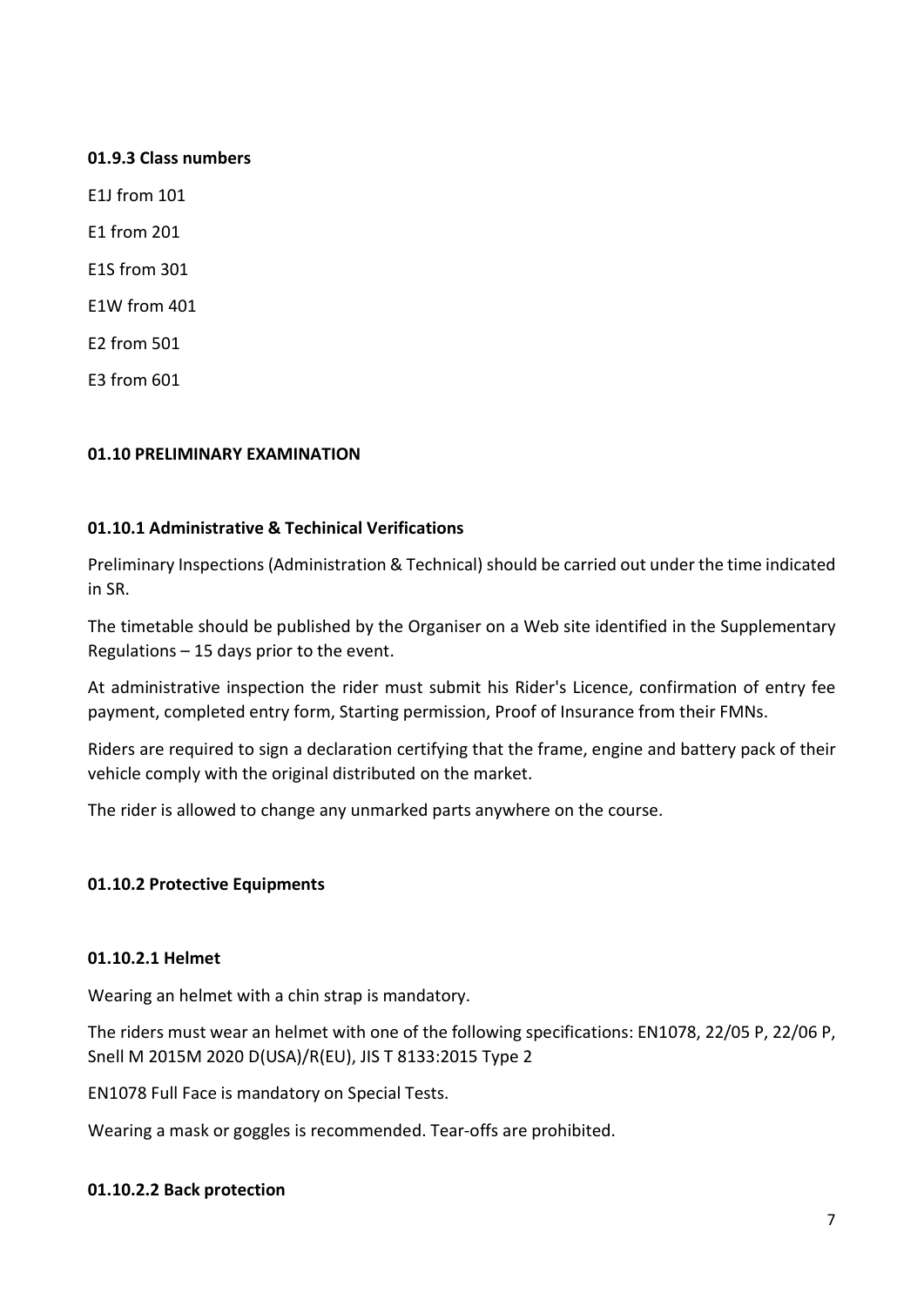#### 01.9.3 Class numbers

E1J from 101

E1 from 201

E1S from 301

E1W from 401

E2 from 501

E3 from 601

## 01.10 PRELIMINARY EXAMINATION

### 01.10.1 Administrative & Techinical Verifications

Preliminary Inspections (Administration & Technical) should be carried out under the time indicated in SR.

The timetable should be published by the Organiser on a Web site identified in the Supplementary Regulations – 15 days prior to the event.

At administrative inspection the rider must submit his Rider's Licence, confirmation of entry fee payment, completed entry form, Starting permission, Proof of Insurance from their FMNs.

Riders are required to sign a declaration certifying that the frame, engine and battery pack of their vehicle comply with the original distributed on the market.

The rider is allowed to change any unmarked parts anywhere on the course.

### 01.10.2 Protective Equipments

#### 01.10.2.1 Helmet

Wearing an helmet with a chin strap is mandatory.

The riders must wear an helmet with one of the following specifications: EN1078, 22/05 P, 22/06 P, Snell M 2015M 2020 D(USA)/R(EU), JIS T 8133:2015 Type 2

EN1078 Full Face is mandatory on Special Tests.

Wearing a mask or goggles is recommended. Tear-offs are prohibited.

#### 01.10.2.2 Back protection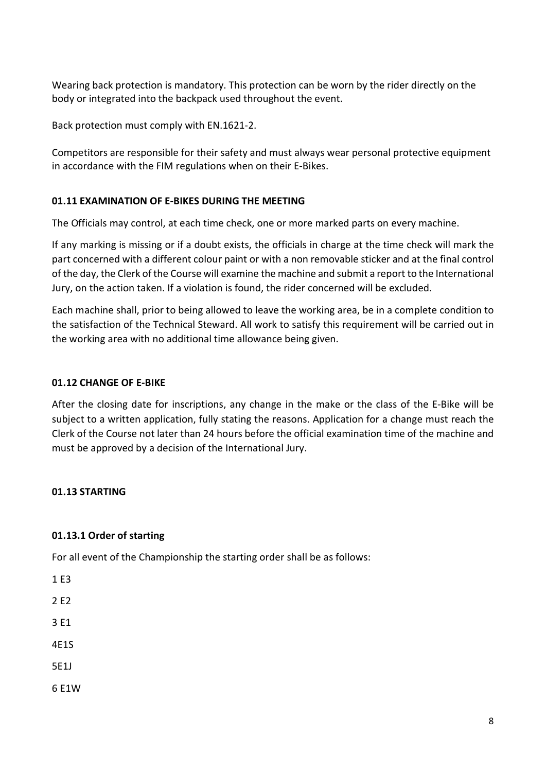Wearing back protection is mandatory. This protection can be worn by the rider directly on the body or integrated into the backpack used throughout the event.

Back protection must comply with EN.1621-2.

Competitors are responsible for their safety and must always wear personal protective equipment in accordance with the FIM regulations when on their E-Bikes.

## 01.11 EXAMINATION OF E-BIKES DURING THE MEETING

The Officials may control, at each time check, one or more marked parts on every machine.

If any marking is missing or if a doubt exists, the officials in charge at the time check will mark the part concerned with a different colour paint or with a non removable sticker and at the final control of the day, the Clerk of the Course will examine the machine and submit a report to the International Jury, on the action taken. If a violation is found, the rider concerned will be excluded.

Each machine shall, prior to being allowed to leave the working area, be in a complete condition to the satisfaction of the Technical Steward. All work to satisfy this requirement will be carried out in the working area with no additional time allowance being given.

## 01.12 CHANGE OF E-BIKE

After the closing date for inscriptions, any change in the make or the class of the E-Bike will be subject to a written application, fully stating the reasons. Application for a change must reach the Clerk of the Course not later than 24 hours before the official examination time of the machine and must be approved by a decision of the International Jury.

## 01.13 STARTING

### 01.13.1 Order of starting

For all event of the Championship the starting order shall be as follows:

1 E3

2 E2

3 E1

4E1S

5E1J

6 E1W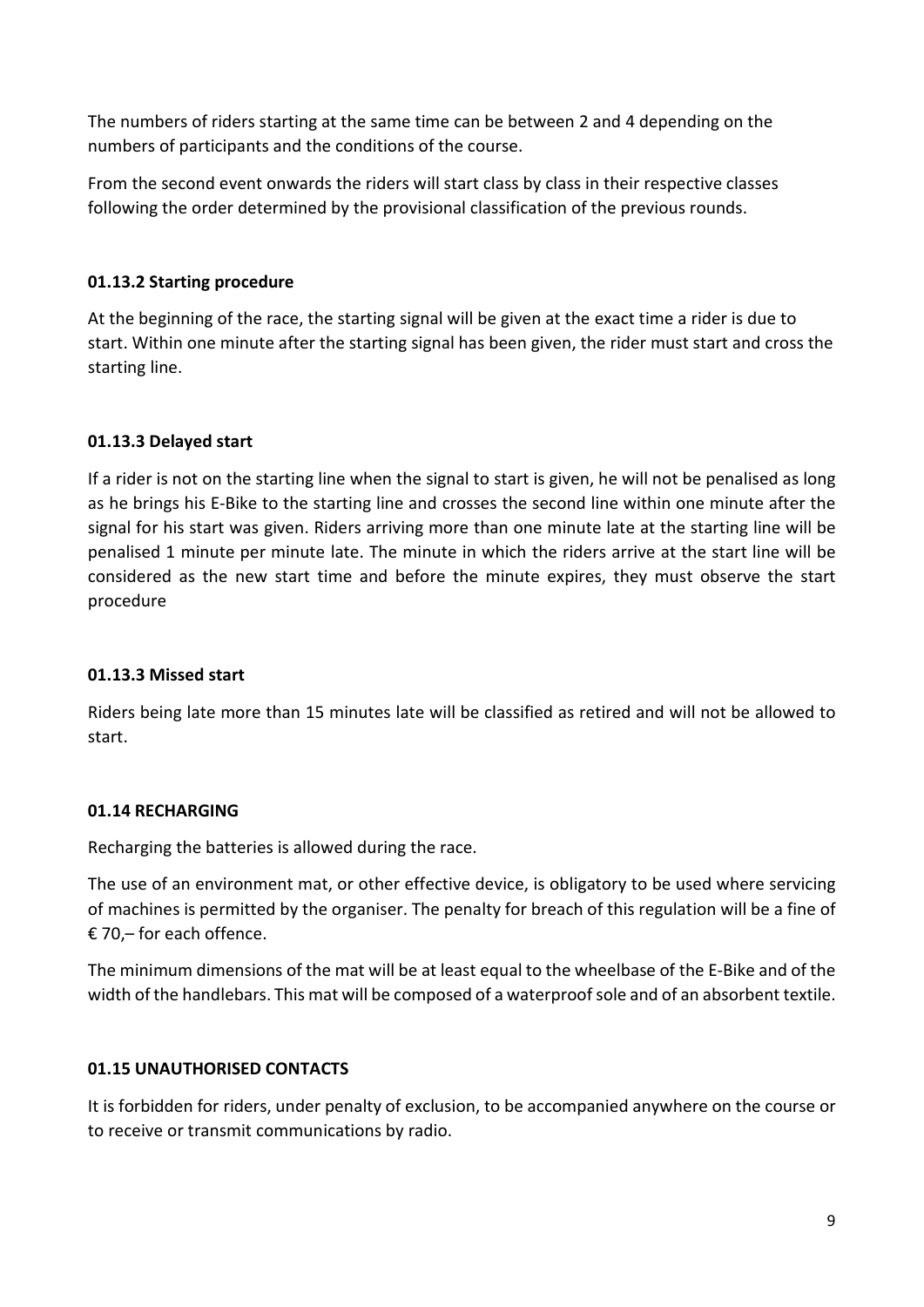The numbers of riders starting at the same time can be between 2 and 4 depending on the numbers of participants and the conditions of the course.

From the second event onwards the riders will start class by class in their respective classes following the order determined by the provisional classification of the previous rounds.

### 01.13.2 Starting procedure

At the beginning of the race, the starting signal will be given at the exact time a rider is due to start. Within one minute after the starting signal has been given, the rider must start and cross the starting line.

### 01.13.3 Delayed start

If a rider is not on the starting line when the signal to start is given, he will not be penalised as long as he brings his E-Bike to the starting line and crosses the second line within one minute after the signal for his start was given. Riders arriving more than one minute late at the starting line will be penalised 1 minute per minute late. The minute in which the riders arrive at the start line will be considered as the new start time and before the minute expires, they must observe the start procedure

### 01.13.3 Missed start

Riders being late more than 15 minutes late will be classified as retired and will not be allowed to start.

## 01.14 RECHARGING

Recharging the batteries is allowed during the race.

The use of an environment mat, or other effective device, is obligatory to be used where servicing of machines is permitted by the organiser. The penalty for breach of this regulation will be a fine of € 70,– for each offence.

The minimum dimensions of the mat will be at least equal to the wheelbase of the E-Bike and of the width of the handlebars. This mat will be composed of a waterproof sole and of an absorbent textile.

## 01.15 UNAUTHORISED CONTACTS

It is forbidden for riders, under penalty of exclusion, to be accompanied anywhere on the course or to receive or transmit communications by radio.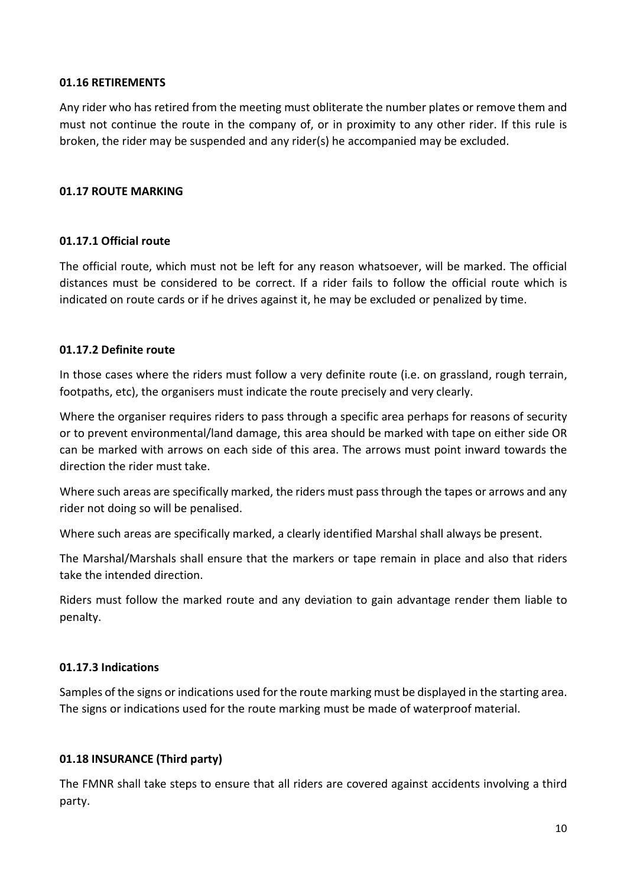**01.16 RETIREMENTS**

Any rider who has retired from the meeting must obliterate the number plates or remove them and must not continue the route in the company of, or in proximity to any other rider. If this rule is broken, the rider may be suspended and any rider(s) he accompanied may be excluded.

**01.17 ROUTE MARKING**

**01.17.1 Official route**

The official route, which must not be left for any reason whatsoever, will be marked. The official distances must be considered to be correct. If a rider fails to follow the official route which is indicated on route cards or if he drives against it, he may be excluded or penalized by time.

**01.17.2 Definite route**

In those cases where the riders must follow a very definite route (i.e. on grassland, rough terrain, footpaths, etc), the organisers must indicate the route precisely and very clearly.

Where the organiser requires riders to pass through a specific area perhaps for reasons of security or to prevent environmental/land damage, this area should be marked with tape on either side OR can be marked with arrows on each side of this area. The arrows must point inward towards the direction the rider must take.

Where such areas are specifically marked, the riders must pass through the tapes or arrows and any rider not doing so will be penalised.

Where such areas are specifically marked, a clearly identified Marshal shall always be present.

The Marshal/Marshals shall ensure that the markers or tape remain in place and also that riders take the intended direction.

Riders must follow the marked route and any deviation to gain advantage render them liable to penalty.

**01.17.3 Indications**

Samples of the signs or indications used for the route marking must be displayed in the starting area. The signs or indications used for the route marking must be made of waterproof material.

**01.18 INSURANCE (Third party)**

The FMNR shall take steps to ensure that all riders are covered against accidents involving a third party.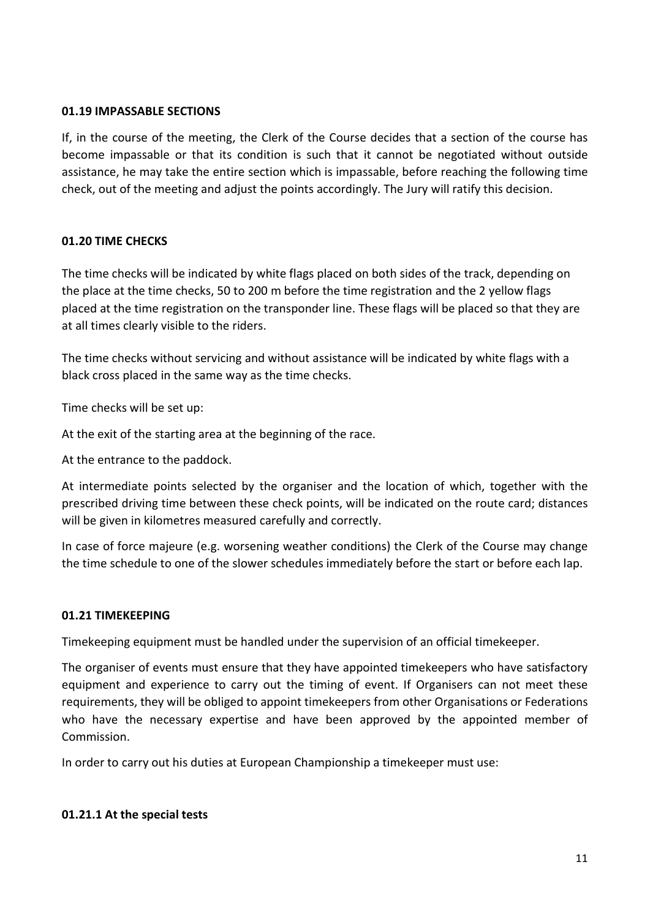### 01.19 IMPASSABLE SECTIONS

If, in the course of the meeting, the Clerk of the Course decides that a section of the course has become impassable or that its condition is such that it cannot be negotiated without outside assistance, he may take the entire section which is impassable, before reaching the following time check, out of the meeting and adjust the points accordingly. The Jury will ratify this decision.

### 01.20 TIME CHECKS

The time checks will be indicated by white flags placed on both sides of the track, depending on the place at the time checks, 50 to 200 m before the time registration and the 2 yellow flags placed at the time registration on the transponder line. These flags will be placed so that they are at all times clearly visible to the riders.

The time checks without servicing and without assistance will be indicated by white flags with a black cross placed in the same way as the time checks.

Time checks will be set up:

At the exit of the starting area at the beginning of the race.

At the entrance to the paddock.

At intermediate points selected by the organiser and the location of which, together with the prescribed driving time between these check points, will be indicated on the route card; distances will be given in kilometres measured carefully and correctly.

In case of force majeure (e.g. worsening weather conditions) the Clerk of the Course may change the time schedule to one of the slower schedules immediately before the start or before each lap.

### 01.21 TIMEKEEPING

Timekeeping equipment must be handled under the supervision of an official timekeeper.

The organiser of events must ensure that they have appointed timekeepers who have satisfactory equipment and experience to carry out the timing of event. If Organisers can not meet these requirements, they will be obliged to appoint timekeepers from other Organisations or Federations who have the necessary expertise and have been approved by the appointed member of Commission.

In order to carry out his duties at European Championship a timekeeper must use:

#### 01.21.1 At the special tests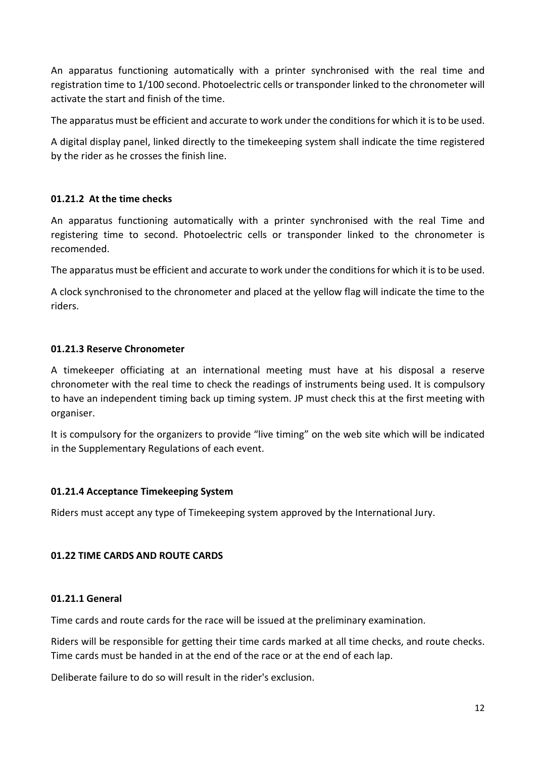An apparatus functioning automatically with a printer synchronised with the real time and registration time to 1/100 second. Photoelectric cells or transponder linked to the chronometer will activate the start and finish of the time.

The apparatus must be efficient and accurate to work under the conditions for which it is to be used.

A digital display panel, linked directly to the timekeeping system shall indicate the time registered by the rider as he crosses the finish line.

#### 01.21.2 At the time checks

An apparatus functioning automatically with a printer synchronised with the real Time and registering time to second. Photoelectric cells or transponder linked to the chronometer is recomended.

The apparatus must be efficient and accurate to work under the conditions for which it is to be used.

A clock synchronised to the chronometer and placed at the yellow flag will indicate the time to the riders.

#### 01.21.3 Reserve Chronometer

A timekeeper officiating at an international meeting must have at his disposal a reserve chronometer with the real time to check the readings of instruments being used. It is compulsory to have an independent timing back up timing system. JP must check this at the first meeting with organiser.

It is compulsory for the organizers to provide "live timing" on the web site which will be indicated in the Supplementary Regulations of each event.

#### 01.21.4 Acceptance Timekeeping System

Riders must accept any type of Timekeeping system approved by the International Jury.

### 01.22 TIME CARDS AND ROUTE CARDS

#### 01.21.1 General

Time cards and route cards for the race will be issued at the preliminary examination.

Riders will be responsible for getting their time cards marked at all time checks, and route checks. Time cards must be handed in at the end of the race or at the end of each lap.

Deliberate failure to do so will result in the rider's exclusion.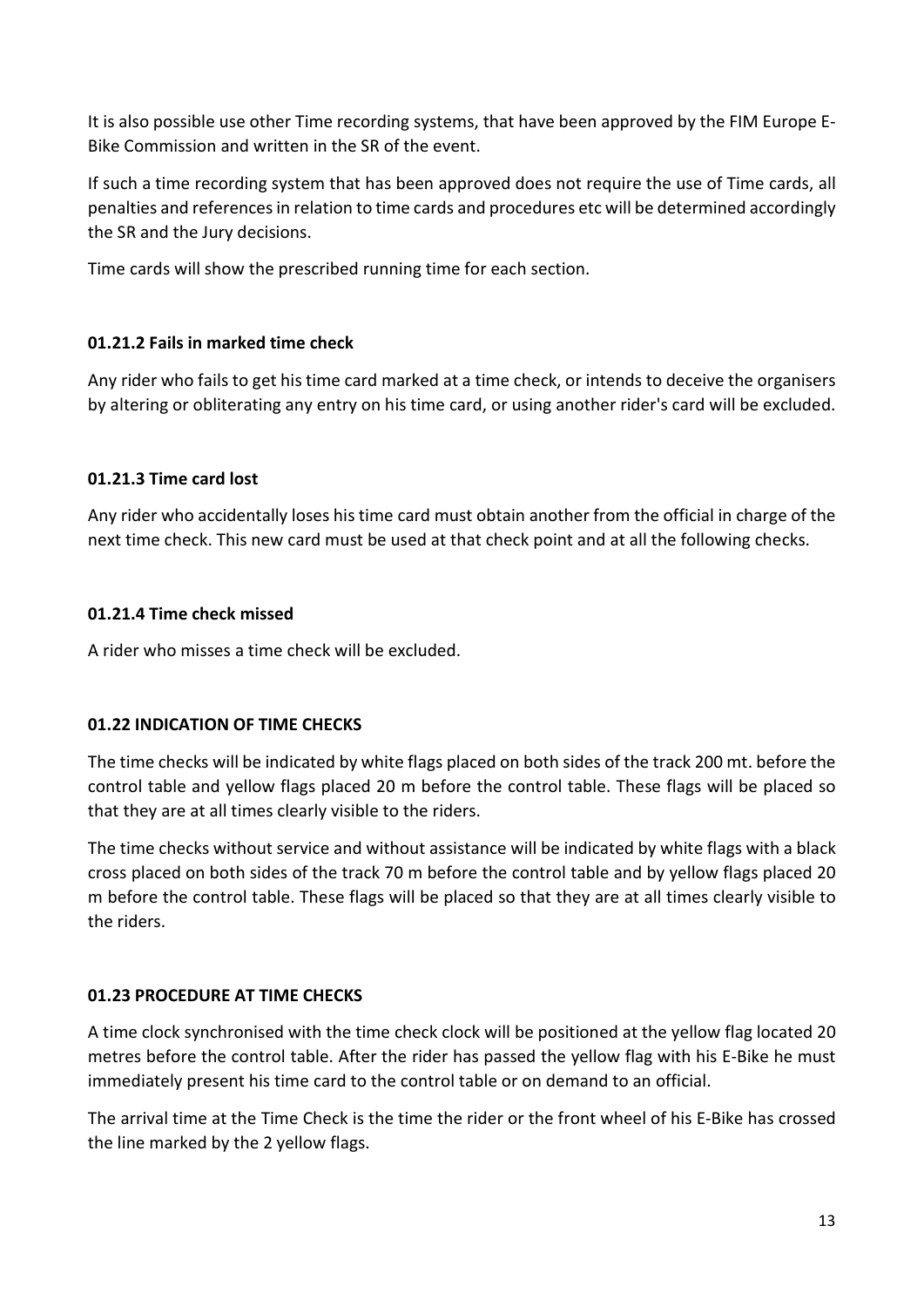It is also possible use other Time recording systems, that have been approved by the FIM Europe E-Bike Commission and written in the SR of the event.

If such a time recording system that has been approved does not require the use of Time cards, all penalties and references in relation to time cards and procedures etc will be determined accordingly the SR and the Jury decisions.

Time cards will show the prescribed running time for each section.

### 01.21.2 Fails in marked time check

Any rider who fails to get his time card marked at a time check, or intends to deceive the organisers by altering or obliterating any entry on his time card, or using another rider's card will be excluded.

### 01.21.3 Time card lost

Any rider who accidentally loses his time card must obtain another from the official in charge of the next time check. This new card must be used at that check point and at all the following checks.

### 01.21.4 Time check missed

A rider who misses a time check will be excluded.

## 01.22 INDICATION OF TIME CHECKS

The time checks will be indicated by white flags placed on both sides of the track 200 mt. before the control table and yellow flags placed 20 m before the control table. These flags will be placed so that they are at all times clearly visible to the riders.

The time checks without service and without assistance will be indicated by white flags with a black cross placed on both sides of the track 70 m before the control table and by yellow flags placed 20 m before the control table. These flags will be placed so that they are at all times clearly visible to the riders.

## 01.23 PROCEDURE AT TIME CHECKS

A time clock synchronised with the time check clock will be positioned at the yellow flag located 20 metres before the control table. After the rider has passed the yellow flag with his E-Bike he must immediately present his time card to the control table or on demand to an official.

The arrival time at the Time Check is the time the rider or the front wheel of his E-Bike has crossed the line marked by the 2 yellow flags.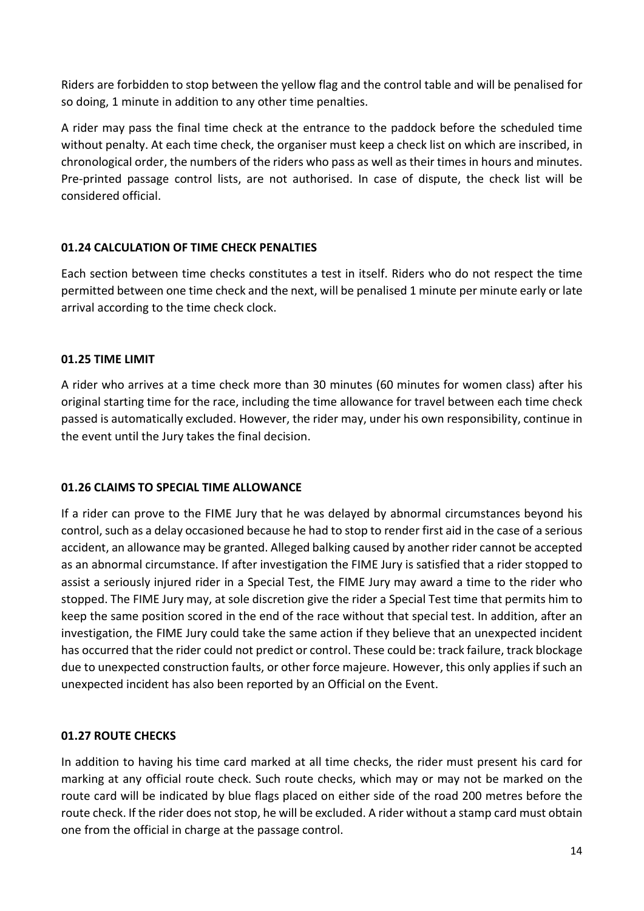Riders are forbidden to stop between the yellow flag and the control table and will be penalised for so doing, 1 minute in addition to any other time penalties.

A rider may pass the final time check at the entrance to the paddock before the scheduled time without penalty. At each time check, the organiser must keep a check list on which are inscribed, in chronological order, the numbers of the riders who pass as well as their times in hours and minutes. Pre-printed passage control lists, are not authorised. In case of dispute, the check list will be considered official.

### 01.24 CALCULATION OF TIME CHECK PENALTIES

Each section between time checks constitutes a test in itself. Riders who do not respect the time permitted between one time check and the next, will be penalised 1 minute per minute early or late arrival according to the time check clock.

### 01.25 TIME LIMIT

A rider who arrives at a time check more than 30 minutes (60 minutes for women class) after his original starting time for the race, including the time allowance for travel between each time check passed is automatically excluded. However, the rider may, under his own responsibility, continue in the event until the Jury takes the final decision.

### 01.26 CLAIMS TO SPECIAL TIME ALLOWANCE

If a rider can prove to the FIME Jury that he was delayed by abnormal circumstances beyond his control, such as a delay occasioned because he had to stop to render first aid in the case of a serious accident, an allowance may be granted. Alleged balking caused by another rider cannot be accepted as an abnormal circumstance. If after investigation the FIME Jury is satisfied that a rider stopped to assist a seriously injured rider in a Special Test, the FIME Jury may award a time to the rider who stopped. The FIME Jury may, at sole discretion give the rider a Special Test time that permits him to keep the same position scored in the end of the race without that special test. In addition, after an investigation, the FIME Jury could take the same action if they believe that an unexpected incident has occurred that the rider could not predict or control. These could be: track failure, track blockage due to unexpected construction faults, or other force majeure. However, this only applies if such an unexpected incident has also been reported by an Official on the Event.

### 01.27 ROUTE CHECKS

In addition to having his time card marked at all time checks, the rider must present his card for marking at any official route check. Such route checks, which may or may not be marked on the route card will be indicated by blue flags placed on either side of the road 200 metres before the route check. If the rider does not stop, he will be excluded. A rider without a stamp card must obtain one from the official in charge at the passage control.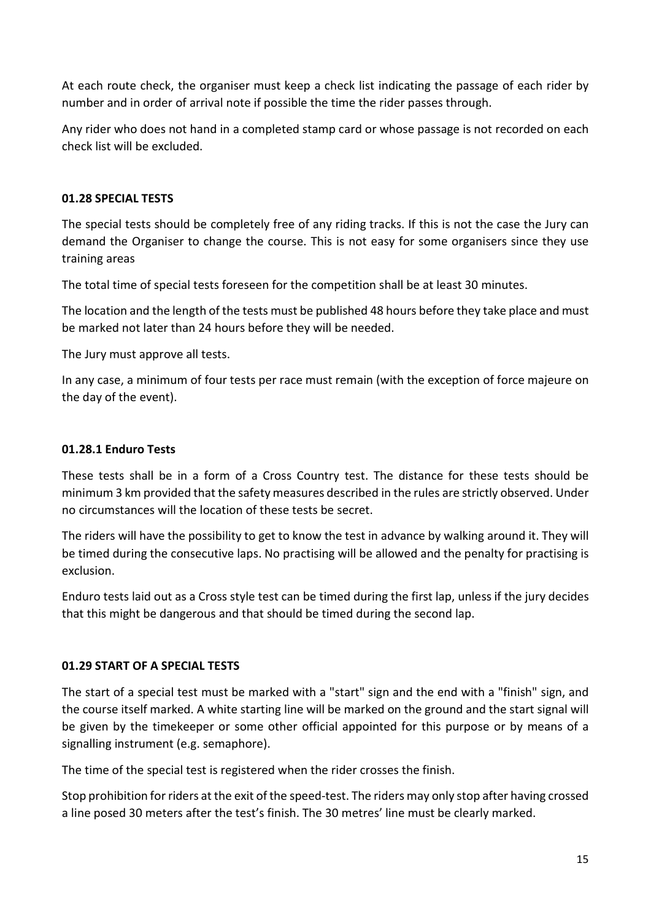At each route check, the organiser must keep a check list indicating the passage of each rider by number and in order of arrival note if possible the time the rider passes through.

Any rider who does not hand in a completed stamp card or whose passage is not recorded on each check list will be excluded.

### 01.28 SPECIAL TESTS

The special tests should be completely free of any riding tracks. If this is not the case the Jury can demand the Organiser to change the course. This is not easy for some organisers since they use training areas

The total time of special tests foreseen for the competition shall be at least 30 minutes.

The location and the length of the tests must be published 48 hours before they take place and must be marked not later than 24 hours before they will be needed.

The Jury must approve all tests.

In any case, a minimum of four tests per race must remain (with the exception of force majeure on the day of the event).

#### 01.28.1 Enduro Tests

These tests shall be in a form of a Cross Country test. The distance for these tests should be minimum 3 km provided that the safety measures described in the rules are strictly observed. Under no circumstances will the location of these tests be secret.

The riders will have the possibility to get to know the test in advance by walking around it. They will be timed during the consecutive laps. No practising will be allowed and the penalty for practising is exclusion.

Enduro tests laid out as a Cross style test can be timed during the first lap, unless if the jury decides that this might be dangerous and that should be timed during the second lap.

### 01.29 START OF A SPECIAL TESTS

The start of a special test must be marked with a "start" sign and the end with a "finish" sign, and the course itself marked. A white starting line will be marked on the ground and the start signal will be given by the timekeeper or some other official appointed for this purpose or by means of a signalling instrument (e.g. semaphore).

The time of the special test is registered when the rider crosses the finish.

Stop prohibition for riders at the exit of the speed-test. The riders may only stop after having crossed a line posed 30 meters after the test's finish. The 30 metres' line must be clearly marked.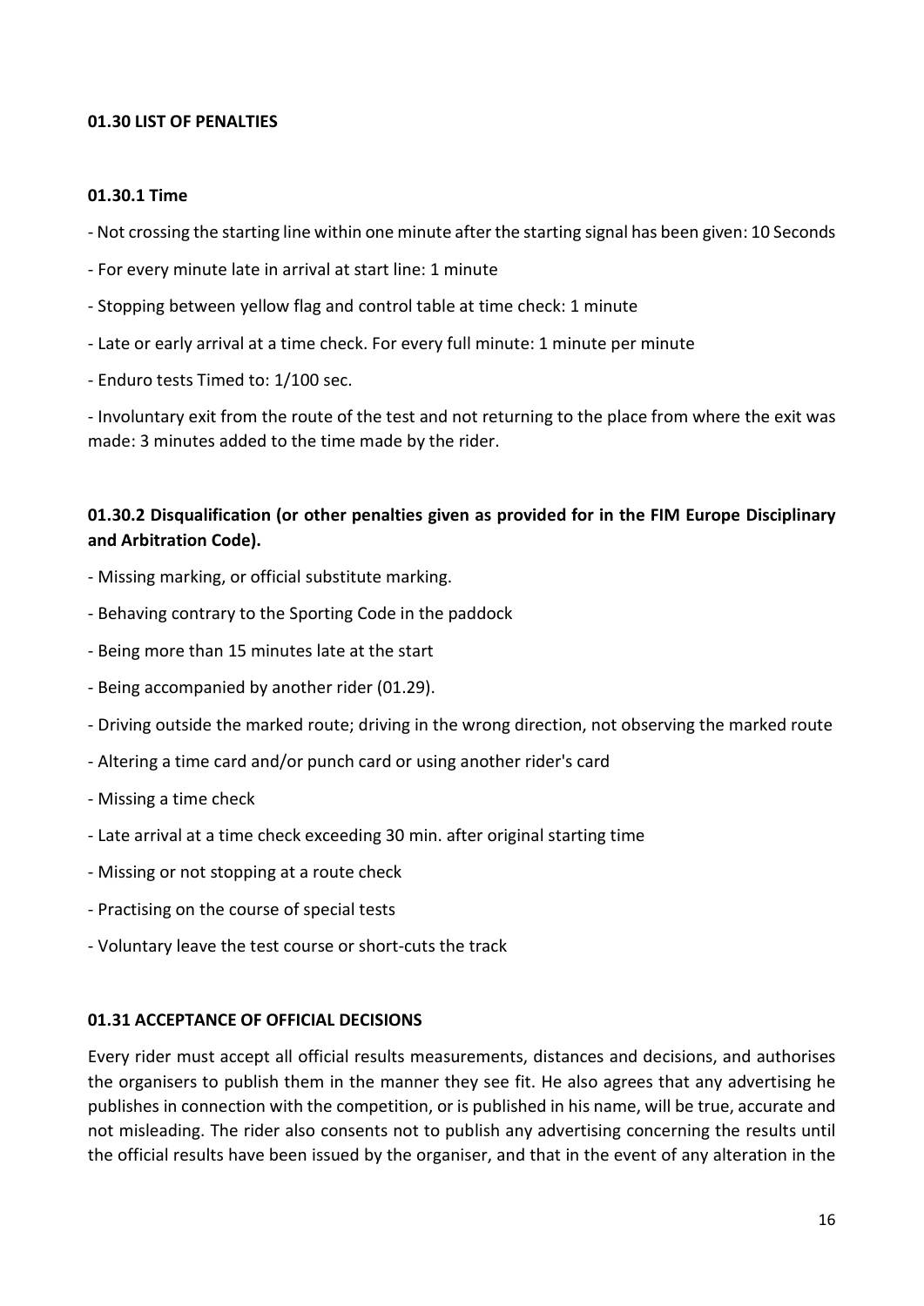## 01.30 LIST OF PENALTIES

### 01.30.1 Time

- Not crossing the starting line within one minute after the starting signal has been given: 10 Seconds
- For every minute late in arrival at start line: 1 minute
- Stopping between yellow flag and control table at time check: 1 minute
- Late or early arrival at a time check. For every full minute: 1 minute per minute
- Enduro tests Timed to: 1/100 sec.
- Involuntary exit from the route of the test and not returning to the place from where the exit was made: 3 minutes added to the time made by the rider.

### 01.30.2 Disqualification (or other penalties given as provided for in the FIM Europe Disciplinary and Arbitration Code).

- Missing marking, or official substitute marking.
- Behaving contrary to the Sporting Code in the paddock
- Being more than 15 minutes late at the start
- Being accompanied by another rider (01.29).
- Driving outside the marked route; driving in the wrong direction, not observing the marked route
- Altering a time card and/or punch card or using another rider's card
- Missing a time check
- Late arrival at a time check exceeding 30 min. after original starting time
- Missing or not stopping at a route check
- Practising on the course of special tests
- Voluntary leave the test course or short-cuts the track

## 01.31 ACCEPTANCE OF OFFICIAL DECISIONS

Every rider must accept all official results measurements, distances and decisions, and authorises the organisers to publish them in the manner they see fit. He also agrees that any advertising he publishes in connection with the competition, or is published in his name, will be true, accurate and not misleading. The rider also consents not to publish any advertising concerning the results until the official results have been issued by the organiser, and that in the event of any alteration in the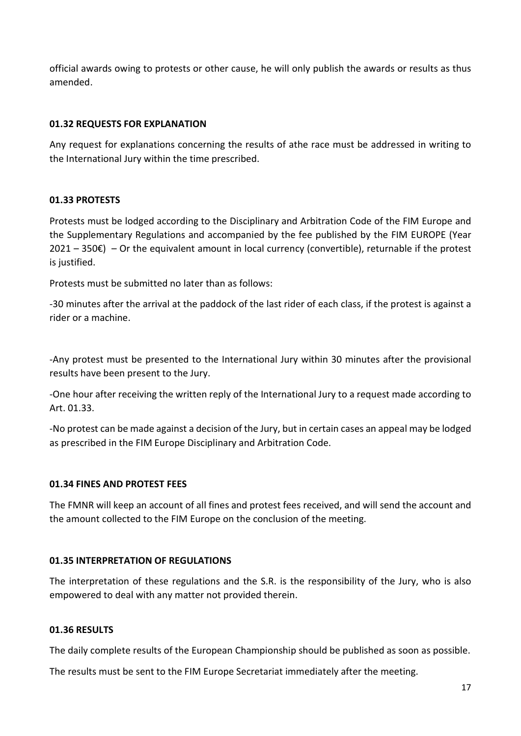official awards owing to protests or other cause, he will only publish the awards or results as thus amended.

### 01.32 REQUESTS FOR EXPLANATION

Any request for explanations concerning the results of athe race must be addressed in writing to the International Jury within the time prescribed.

### 01.33 PROTESTS

Protests must be lodged according to the Disciplinary and Arbitration Code of the FIM Europe and the Supplementary Regulations and accompanied by the fee published by the FIM EUROPE (Year 2021 – 350€) – Or the equivalent amount in local currency (convertible), returnable if the protest is justified.

Protests must be submitted no later than as follows:

-30 minutes after the arrival at the paddock of the last rider of each class, if the protest is against a rider or a machine.

-Any protest must be presented to the International Jury within 30 minutes after the provisional results have been present to the Jury.

-One hour after receiving the written reply of the International Jury to a request made according to Art. 01.33.

-No protest can be made against a decision of the Jury, but in certain cases an appeal may be lodged as prescribed in the FIM Europe Disciplinary and Arbitration Code.

### 01.34 FINES AND PROTEST FEES

The FMNR will keep an account of all fines and protest fees received, and will send the account and the amount collected to the FIM Europe on the conclusion of the meeting.

### 01.35 INTERPRETATION OF REGULATIONS

The interpretation of these regulations and the S.R. is the responsibility of the Jury, who is also empowered to deal with any matter not provided therein.

### 01.36 RESULTS

The daily complete results of the European Championship should be published as soon as possible.

The results must be sent to the FIM Europe Secretariat immediately after the meeting.